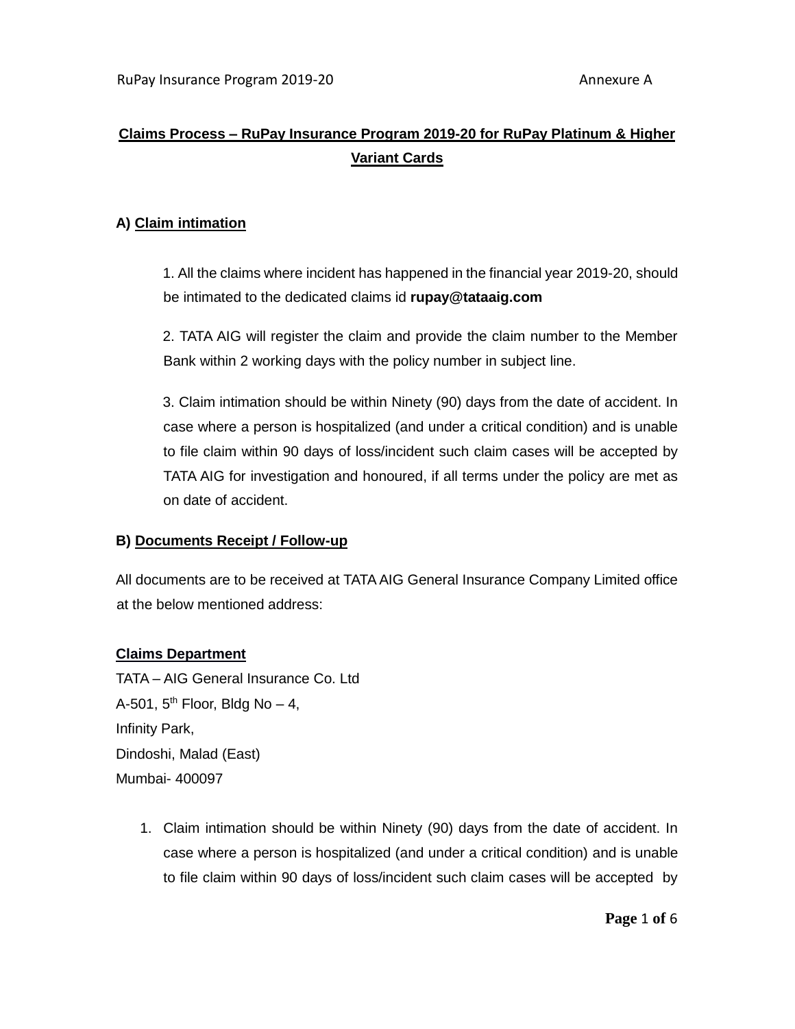# Claims Process – RuPay Insurance Program 2019-20 for RuPay Platinum & Higher Variant Cards

## A) Claim intimation

1. All the claims where incident has happened in the financial year 2019-20, should be intimated to the dedicated claims id **rupay@tataaig.com**

2. TATA AIG will register the claim and provide the claim number to the Member Bank within 2 working days with the policy number in subject line.

3. Claim intimation should be within Ninety (90) days from the date of accident. In case where a person is hospitalized (and under a critical condition) and is unable to file claim within 90 days of loss/incident such claim cases will be accepted by TATA AIG for investigation and honoured, if all terms under the policy are met as on date of accident.

## B) Documents Receipt / Follow-up

All documents are to be received at TATA AIG General Insurance Company Limited office at the below mentioned address:

**Claims Department**
TATA – AIG General Insurance Co. Ltd
A-501, 5th Floor, Bldg No – 4,
Infinity Park,
Dindoshi, Malad (East)
Mumbai- 400097

1. Claim intimation should be within Ninety (90) days from the date of accident. In case where a person is hospitalized (and under a critical condition) and is unable to file claim within 90 days of loss/incident such claim cases will be accepted by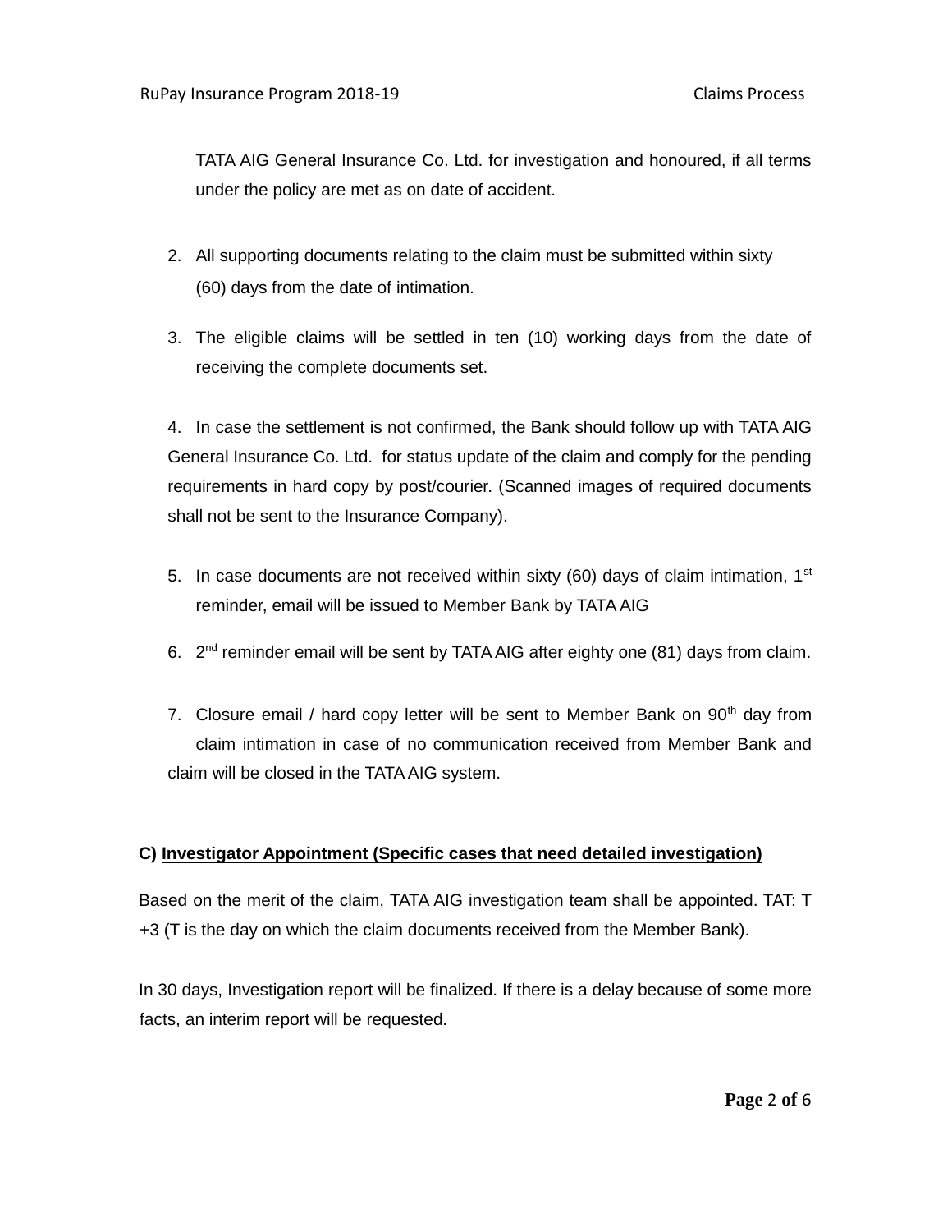TATA AIG General Insurance Co. Ltd. for investigation and honoured, if all terms under the policy are met as on date of accident.

2. All supporting documents relating to the claim must be submitted within sixty (60) days from the date of intimation.

3. The eligible claims will be settled in ten (10) working days from the date of receiving the complete documents set.

4. In case the settlement is not confirmed, the Bank should follow up with TATA AIG General Insurance Co. Ltd. for status update of the claim and comply for the pending requirements in hard copy by post/courier. (Scanned images of required documents shall not be sent to the Insurance Company).

5. In case documents are not received within sixty (60) days of claim intimation, 1st reminder, email will be issued to Member Bank by TATA AIG

6. 2nd reminder email will be sent by TATA AIG after eighty one (81) days from claim.

7. Closure email / hard copy letter will be sent to Member Bank on 90th day from claim intimation in case of no communication received from Member Bank and claim will be closed in the TATA AIG system.

**C) <u>Investigator Appointment (Specific cases that need detailed investigation)</u>**

Based on the merit of the claim, TATA AIG investigation team shall be appointed. TAT: T +3 (T is the day on which the claim documents received from the Member Bank).

In 30 days, Investigation report will be finalized. If there is a delay because of some more facts, an interim report will be requested.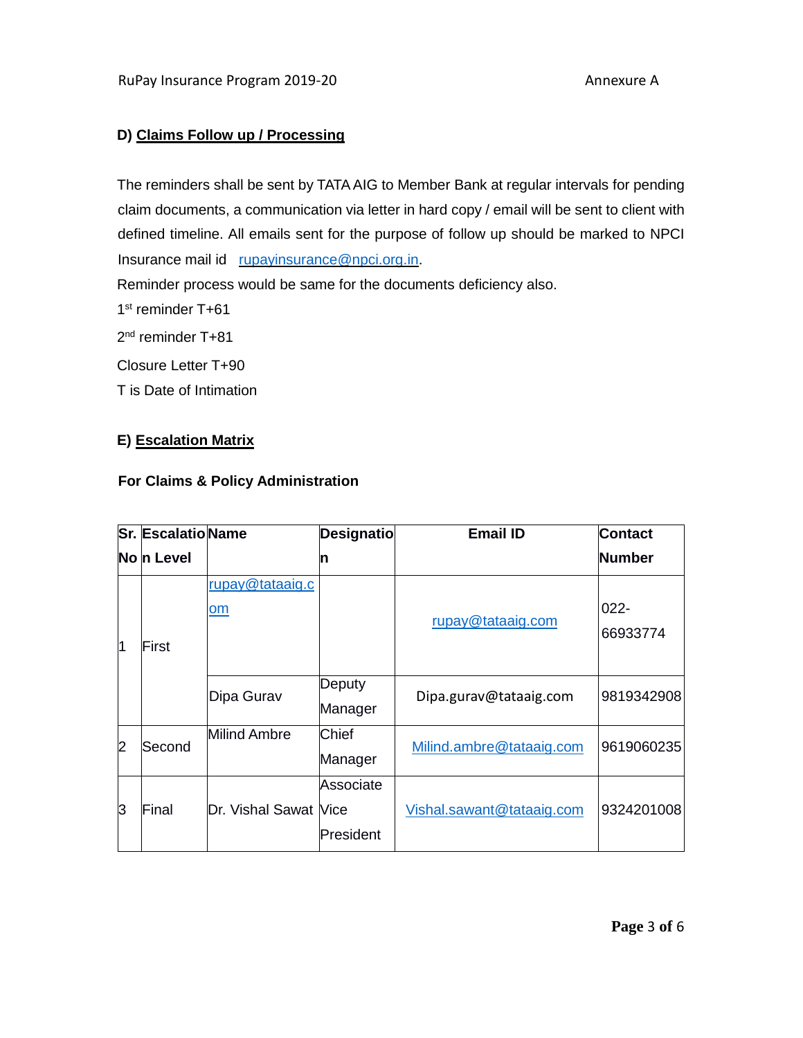## D) Claims Follow up / Processing

The reminders shall be sent by TATA AIG to Member Bank at regular intervals for pending claim documents, a communication via letter in hard copy / email will be sent to client with defined timeline. All emails sent for the purpose of follow up should be marked to NPCI Insurance mail id rupayinsurance@npci.org.in.

Reminder process would be same for the documents deficiency also.

1st reminder T+61

2nd reminder T+81

Closure Letter T+90

T is Date of Intimation

## E) Escalation Matrix

### For Claims & Policy Administration

| Sr. No | Escalation Level | Name | Designation | Email ID | Contact Number |
|---|---|---|---|---|---|
| 1 | First | rupay@tataaig.com | | rupay@tataaig.com | 022-66933774 |
| | | Dipa Gurav | Deputy Manager | Dipa.gurav@tataaig.com | 9819342908 |
| 2 | Second | Milind Ambre | Chief Manager | Milind.ambre@tataaig.com | 9619060235 |
| 3 | Final | Dr. Vishal Sawat | Associate Vice President | Vishal.sawant@tataaig.com | 9324201008 |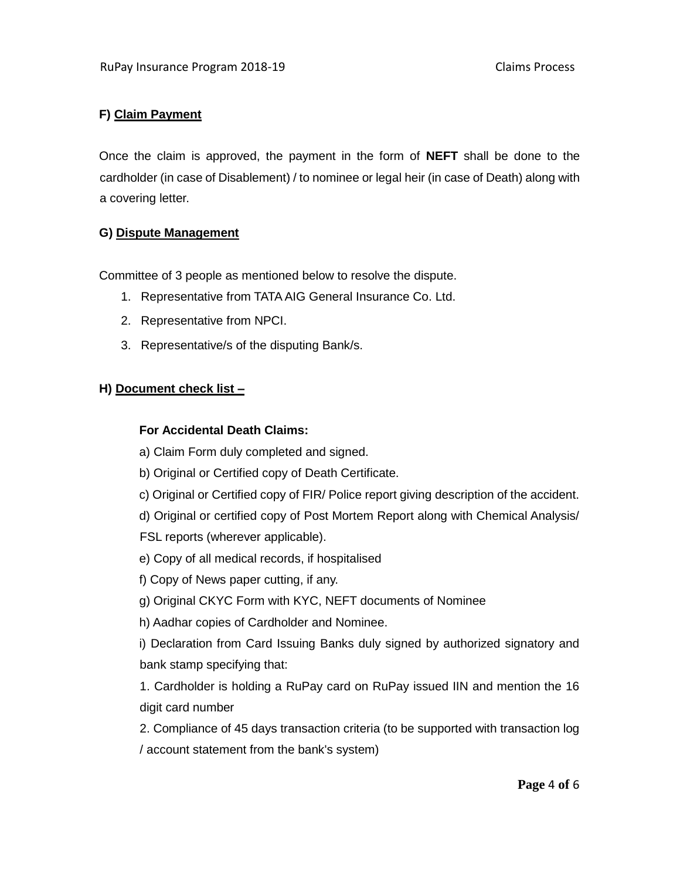**F) Claim Payment**

Once the claim is approved, the payment in the form of **NEFT** shall be done to the cardholder (in case of Disablement) / to nominee or legal heir (in case of Death) along with a covering letter.

**G) Dispute Management**

Committee of 3 people as mentioned below to resolve the dispute.

1. Representative from TATA AIG General Insurance Co. Ltd.
2. Representative from NPCI.
3. Representative/s of the disputing Bank/s.

**H) Document check list –**

**For Accidental Death Claims:**

a) Claim Form duly completed and signed.

b) Original or Certified copy of Death Certificate.

c) Original or Certified copy of FIR/ Police report giving description of the accident.

d) Original or certified copy of Post Mortem Report along with Chemical Analysis/ FSL reports (wherever applicable).

e) Copy of all medical records, if hospitalised

f) Copy of News paper cutting, if any.

g) Original CKYC Form with KYC, NEFT documents of Nominee

h) Aadhar copies of Cardholder and Nominee.

i) Declaration from Card Issuing Banks duly signed by authorized signatory and bank stamp specifying that:

1. Cardholder is holding a RuPay card on RuPay issued IIN and mention the 16 digit card number

2. Compliance of 45 days transaction criteria (to be supported with transaction log / account statement from the bank's system)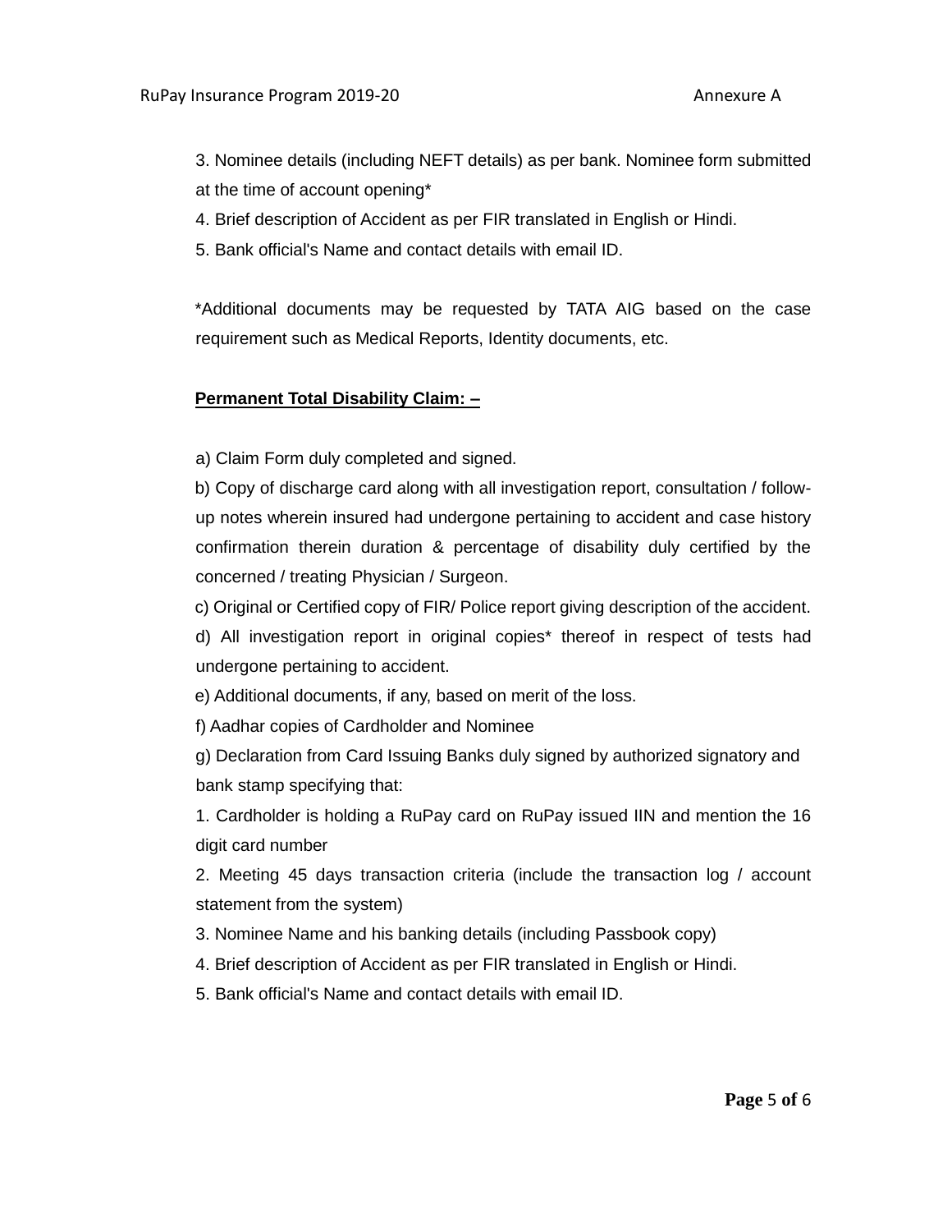3. Nominee details (including NEFT details) as per bank. Nominee form submitted at the time of account opening*

4. Brief description of Accident as per FIR translated in English or Hindi.

5. Bank official's Name and contact details with email ID.

*Additional documents may be requested by TATA AIG based on the case requirement such as Medical Reports, Identity documents, etc.

**Permanent Total Disability Claim: –**

a) Claim Form duly completed and signed.

b) Copy of discharge card along with all investigation report, consultation / follow-up notes wherein insured had undergone pertaining to accident and case history confirmation therein duration & percentage of disability duly certified by the concerned / treating Physician / Surgeon.

c) Original or Certified copy of FIR/ Police report giving description of the accident.

d) All investigation report in original copies* thereof in respect of tests had undergone pertaining to accident.

e) Additional documents, if any, based on merit of the loss.

f) Aadhar copies of Cardholder and Nominee

g) Declaration from Card Issuing Banks duly signed by authorized signatory and bank stamp specifying that:

1. Cardholder is holding a RuPay card on RuPay issued IIN and mention the 16 digit card number

2. Meeting 45 days transaction criteria (include the transaction log / account statement from the system)

3. Nominee Name and his banking details (including Passbook copy)

4. Brief description of Accident as per FIR translated in English or Hindi.

5. Bank official's Name and contact details with email ID.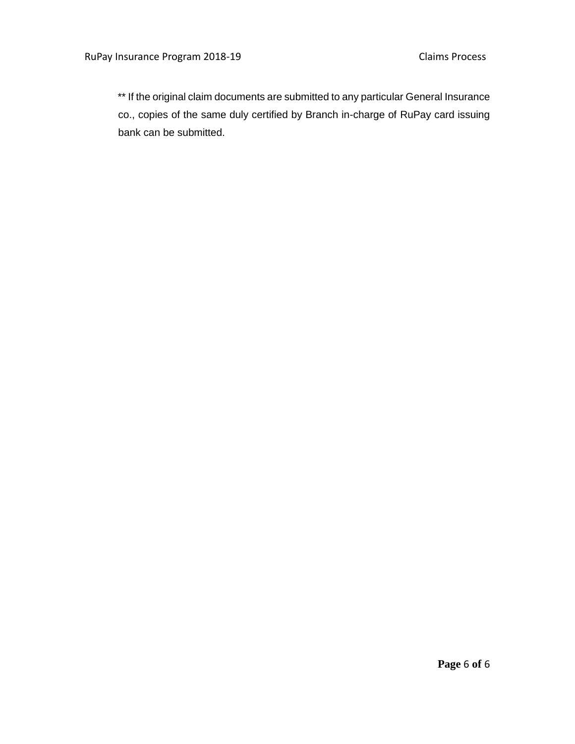** If the original claim documents are submitted to any particular General Insurance co., copies of the same duly certified by Branch in-charge of RuPay card issuing bank can be submitted.